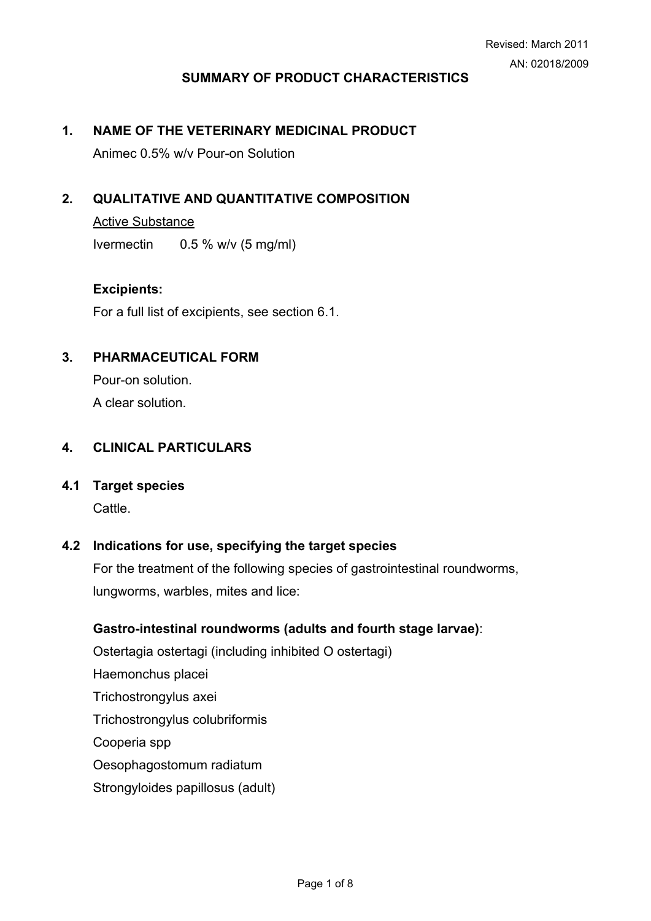Revised: March 2011

AN: 02018/2009

# SUMMARY OF PRODUCT CHARACTERISTICS

## 1. NAME OF THE VETERINARY MEDICINAL PRODUCT

Animec 0.5% w/v Pour-on Solution

## 2. QUALITATIVE AND QUANTITATIVE COMPOSITION

Active Substance

Ivermectin 0.5 % w/v (5 mg/ml)

**Excipients:**

For a full list of excipients, see section 6.1.

## 3. PHARMACEUTICAL FORM

Pour-on solution.

A clear solution.

## 4. CLINICAL PARTICULARS

### 4.1 Target species

Cattle.

### 4.2 Indications for use, specifying the target species

For the treatment of the following species of gastrointestinal roundworms, lungworms, warbles, mites and lice:

**Gastro-intestinal roundworms (adults and fourth stage larvae)**:

Ostertagia ostertagi (including inhibited O ostertagi)

Haemonchus placei

Trichostrongylus axei

Trichostrongylus colubriformis

Cooperia spp

Oesophagostomum radiatum

Strongyloides papillosus (adult)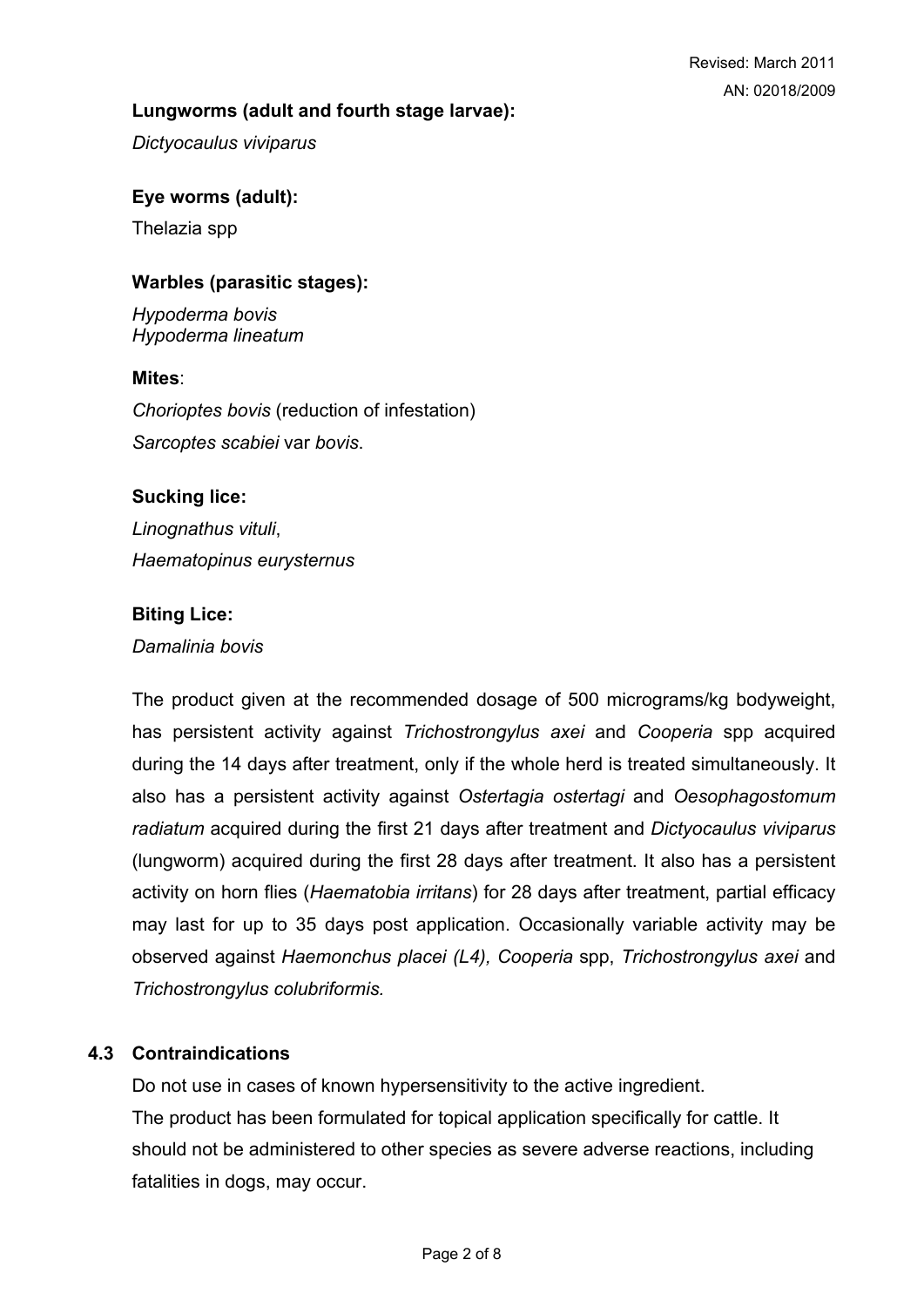**Lungworms (adult and fourth stage larvae):**

*Dictyocaulus viviparus*

**Eye worms (adult):**

Thelazia spp

**Warbles (parasitic stages):**

*Hypoderma bovis*
*Hypoderma lineatum*

**Mites**:

*Chorioptes bovis* (reduction of infestation)
*Sarcoptes scabiei* var *bovis*.

**Sucking lice:**

*Linognathus vituli*,
*Haematopinus eurysternus*

**Biting Lice:**

*Damalinia bovis*

The product given at the recommended dosage of 500 micrograms/kg bodyweight, has persistent activity against *Trichostrongylus axei* and *Cooperia* spp acquired during the 14 days after treatment, only if the whole herd is treated simultaneously. It also has a persistent activity against *Ostertagia ostertagi* and *Oesophagostomum radiatum* acquired during the first 21 days after treatment and *Dictyocaulus viviparus* (lungworm) acquired during the first 28 days after treatment. It also has a persistent activity on horn flies (*Haematobia irritans*) for 28 days after treatment, partial efficacy may last for up to 35 days post application. Occasionally variable activity may be observed against *Haemonchus placei (L4), Cooperia* spp, *Trichostrongylus axei* and *Trichostrongylus colubriformis.*

## 4.3 Contraindications

Do not use in cases of known hypersensitivity to the active ingredient.
The product has been formulated for topical application specifically for cattle. It should not be administered to other species as severe adverse reactions, including fatalities in dogs, may occur.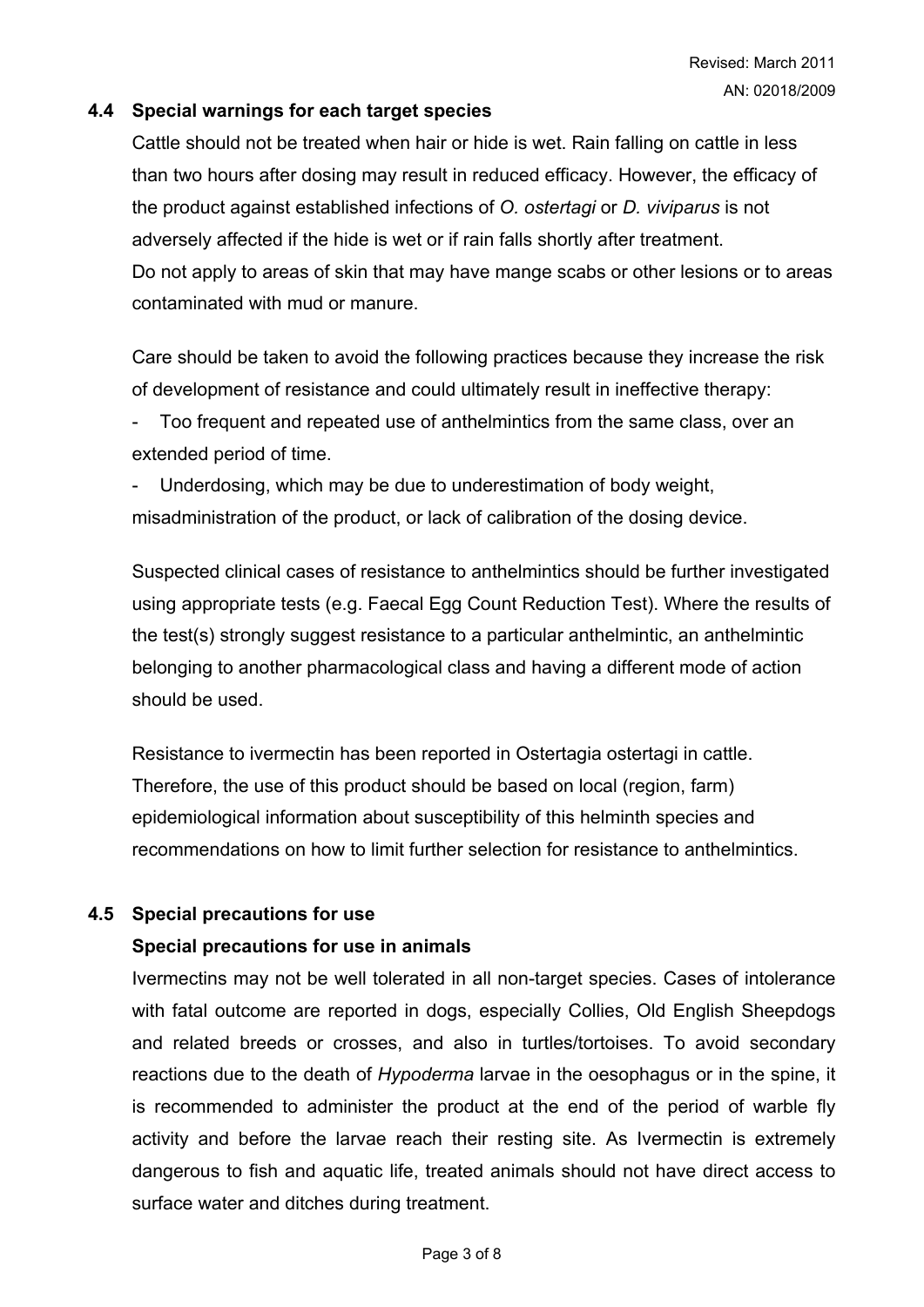### 4.4 Special warnings for each target species

Cattle should not be treated when hair or hide is wet. Rain falling on cattle in less than two hours after dosing may result in reduced efficacy. However, the efficacy of the product against established infections of *O. ostertagi* or *D. viviparus* is not adversely affected if the hide is wet or if rain falls shortly after treatment.
Do not apply to areas of skin that may have mange scabs or other lesions or to areas contaminated with mud or manure.

Care should be taken to avoid the following practices because they increase the risk of development of resistance and could ultimately result in ineffective therapy:

- Too frequent and repeated use of anthelmintics from the same class, over an extended period of time.
- Underdosing, which may be due to underestimation of body weight, misadministration of the product, or lack of calibration of the dosing device.

Suspected clinical cases of resistance to anthelmintics should be further investigated using appropriate tests (e.g. Faecal Egg Count Reduction Test). Where the results of the test(s) strongly suggest resistance to a particular anthelmintic, an anthelmintic belonging to another pharmacological class and having a different mode of action should be used.

Resistance to ivermectin has been reported in Ostertagia ostertagi in cattle. Therefore, the use of this product should be based on local (region, farm) epidemiological information about susceptibility of this helminth species and recommendations on how to limit further selection for resistance to anthelmintics.

### 4.5 Special precautions for use

**Special precautions for use in animals**

Ivermectins may not be well tolerated in all non-target species. Cases of intolerance with fatal outcome are reported in dogs, especially Collies, Old English Sheepdogs and related breeds or crosses, and also in turtles/tortoises. To avoid secondary reactions due to the death of *Hypoderma* larvae in the oesophagus or in the spine, it is recommended to administer the product at the end of the period of warble fly activity and before the larvae reach their resting site. As Ivermectin is extremely dangerous to fish and aquatic life, treated animals should not have direct access to surface water and ditches during treatment.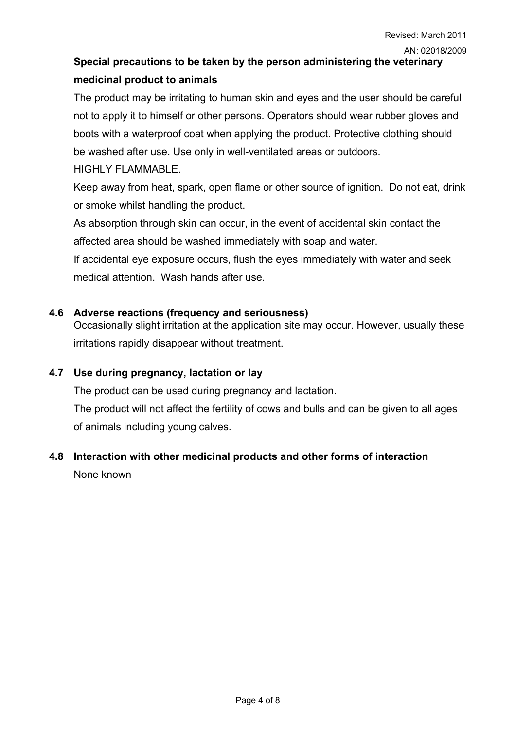**Special precautions to be taken by the person administering the veterinary medicinal product to animals**

The product may be irritating to human skin and eyes and the user should be careful not to apply it to himself or other persons. Operators should wear rubber gloves and boots with a waterproof coat when applying the product. Protective clothing should be washed after use. Use only in well-ventilated areas or outdoors.

HIGHLY FLAMMABLE.

Keep away from heat, spark, open flame or other source of ignition. Do not eat, drink or smoke whilst handling the product.

As absorption through skin can occur, in the event of accidental skin contact the affected area should be washed immediately with soap and water.

If accidental eye exposure occurs, flush the eyes immediately with water and seek medical attention. Wash hands after use.

### 4.6 Adverse reactions (frequency and seriousness)

Occasionally slight irritation at the application site may occur. However, usually these irritations rapidly disappear without treatment.

### 4.7 Use during pregnancy, lactation or lay

The product can be used during pregnancy and lactation.

The product will not affect the fertility of cows and bulls and can be given to all ages of animals including young calves.

### 4.8 Interaction with other medicinal products and other forms of interaction

None known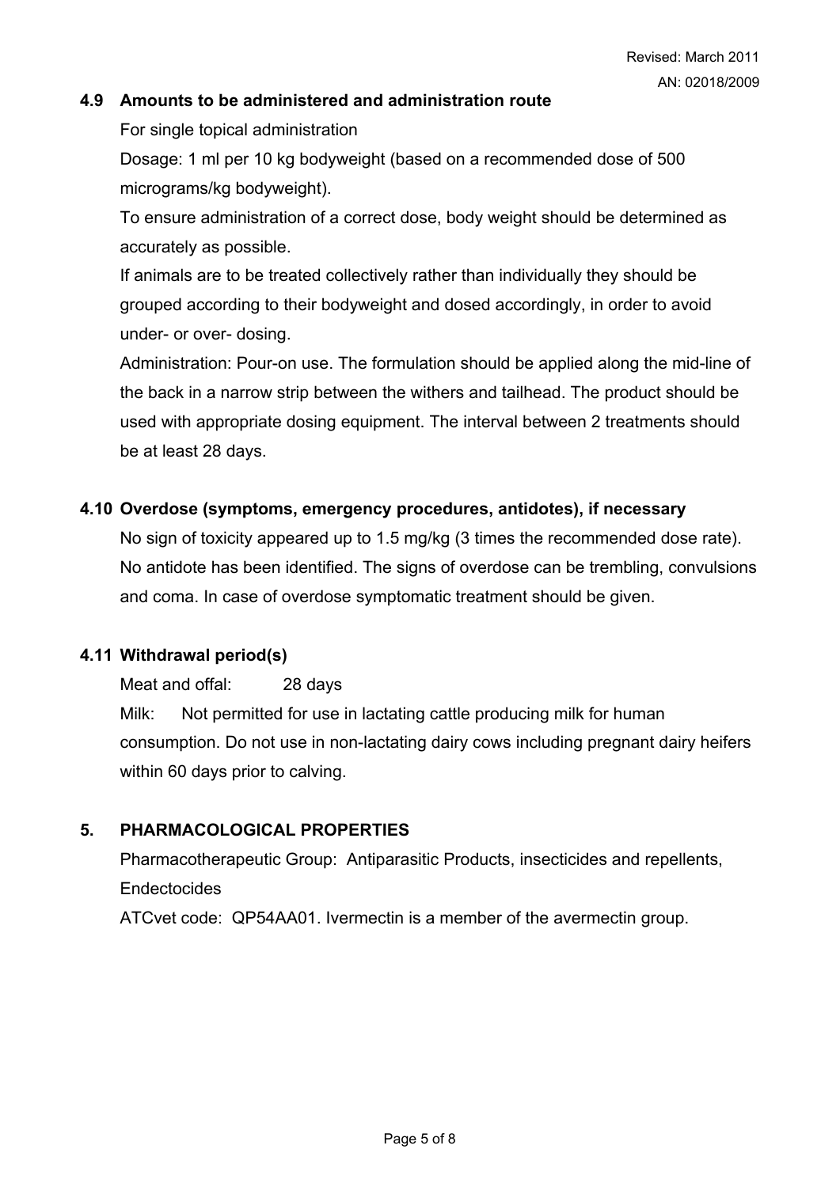### 4.9 Amounts to be administered and administration route

For single topical administration

Dosage: 1 ml per 10 kg bodyweight (based on a recommended dose of 500 micrograms/kg bodyweight).

To ensure administration of a correct dose, body weight should be determined as accurately as possible.

If animals are to be treated collectively rather than individually they should be grouped according to their bodyweight and dosed accordingly, in order to avoid under- or over- dosing.

Administration: Pour-on use. The formulation should be applied along the mid-line of the back in a narrow strip between the withers and tailhead. The product should be used with appropriate dosing equipment. The interval between 2 treatments should be at least 28 days.

### 4.10 Overdose (symptoms, emergency procedures, antidotes), if necessary

No sign of toxicity appeared up to 1.5 mg/kg (3 times the recommended dose rate). No antidote has been identified. The signs of overdose can be trembling, convulsions and coma. In case of overdose symptomatic treatment should be given.

### 4.11 Withdrawal period(s)

Meat and offal: 28 days

Milk: Not permitted for use in lactating cattle producing milk for human consumption. Do not use in non-lactating dairy cows including pregnant dairy heifers within 60 days prior to calving.

## 5. PHARMACOLOGICAL PROPERTIES

Pharmacotherapeutic Group: Antiparasitic Products, insecticides and repellents, Endectocides

ATCvet code: QP54AA01. Ivermectin is a member of the avermectin group.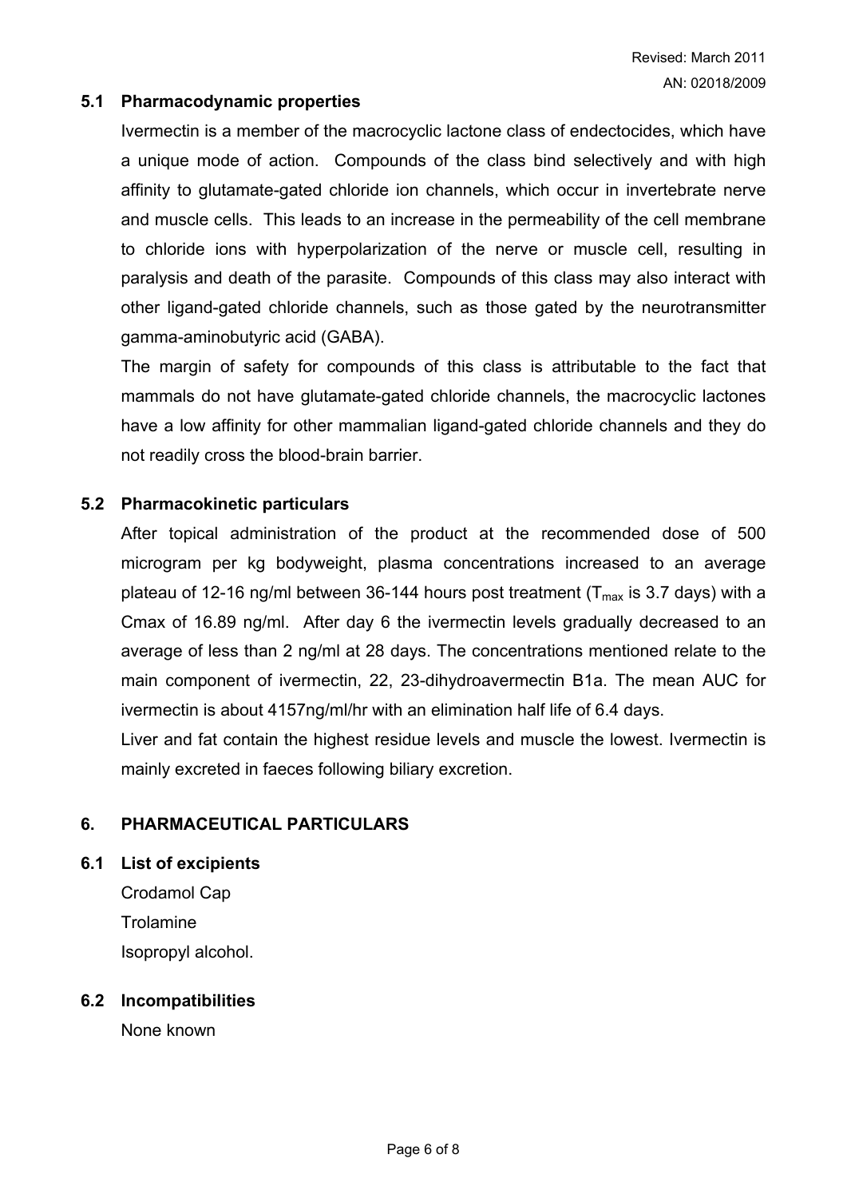### 5.1 Pharmacodynamic properties

Ivermectin is a member of the macrocyclic lactone class of endectocides, which have a unique mode of action. Compounds of the class bind selectively and with high affinity to glutamate-gated chloride ion channels, which occur in invertebrate nerve and muscle cells. This leads to an increase in the permeability of the cell membrane to chloride ions with hyperpolarization of the nerve or muscle cell, resulting in paralysis and death of the parasite. Compounds of this class may also interact with other ligand-gated chloride channels, such as those gated by the neurotransmitter gamma-aminobutyric acid (GABA).

The margin of safety for compounds of this class is attributable to the fact that mammals do not have glutamate-gated chloride channels, the macrocyclic lactones have a low affinity for other mammalian ligand-gated chloride channels and they do not readily cross the blood-brain barrier.

### 5.2 Pharmacokinetic particulars

After topical administration of the product at the recommended dose of 500 microgram per kg bodyweight, plasma concentrations increased to an average plateau of 12-16 ng/ml between 36-144 hours post treatment ($T_{max}$ is 3.7 days) with a Cmax of 16.89 ng/ml. After day 6 the ivermectin levels gradually decreased to an average of less than 2 ng/ml at 28 days. The concentrations mentioned relate to the main component of ivermectin, 22, 23-dihydroavermectin B1a. The mean AUC for ivermectin is about 4157ng/ml/hr with an elimination half life of 6.4 days.

Liver and fat contain the highest residue levels and muscle the lowest. Ivermectin is mainly excreted in faeces following biliary excretion.

## 6. PHARMACEUTICAL PARTICULARS

### 6.1 List of excipients

Crodamol Cap
Trolamine
Isopropyl alcohol.

### 6.2 Incompatibilities

None known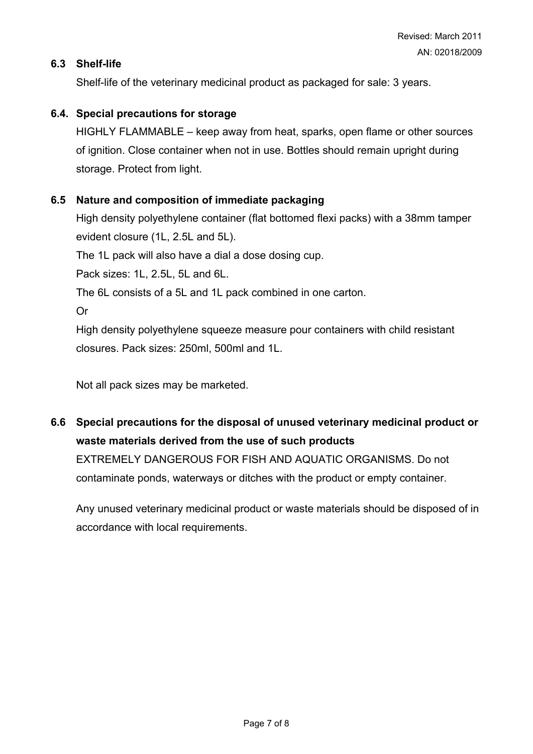### 6.3 Shelf-life

Shelf-life of the veterinary medicinal product as packaged for sale: 3 years.

### 6.4. Special precautions for storage

HIGHLY FLAMMABLE – keep away from heat, sparks, open flame or other sources of ignition. Close container when not in use. Bottles should remain upright during storage. Protect from light.

### 6.5 Nature and composition of immediate packaging

High density polyethylene container (flat bottomed flexi packs) with a 38mm tamper evident closure (1L, 2.5L and 5L).

The 1L pack will also have a dial a dose dosing cup.

Pack sizes: 1L, 2.5L, 5L and 6L.

The 6L consists of a 5L and 1L pack combined in one carton.

Or

High density polyethylene squeeze measure pour containers with child resistant closures. Pack sizes: 250ml, 500ml and 1L.

Not all pack sizes may be marketed.

### 6.6 Special precautions for the disposal of unused veterinary medicinal product or waste materials derived from the use of such products

EXTREMELY DANGEROUS FOR FISH AND AQUATIC ORGANISMS. Do not contaminate ponds, waterways or ditches with the product or empty container.

Any unused veterinary medicinal product or waste materials should be disposed of in accordance with local requirements.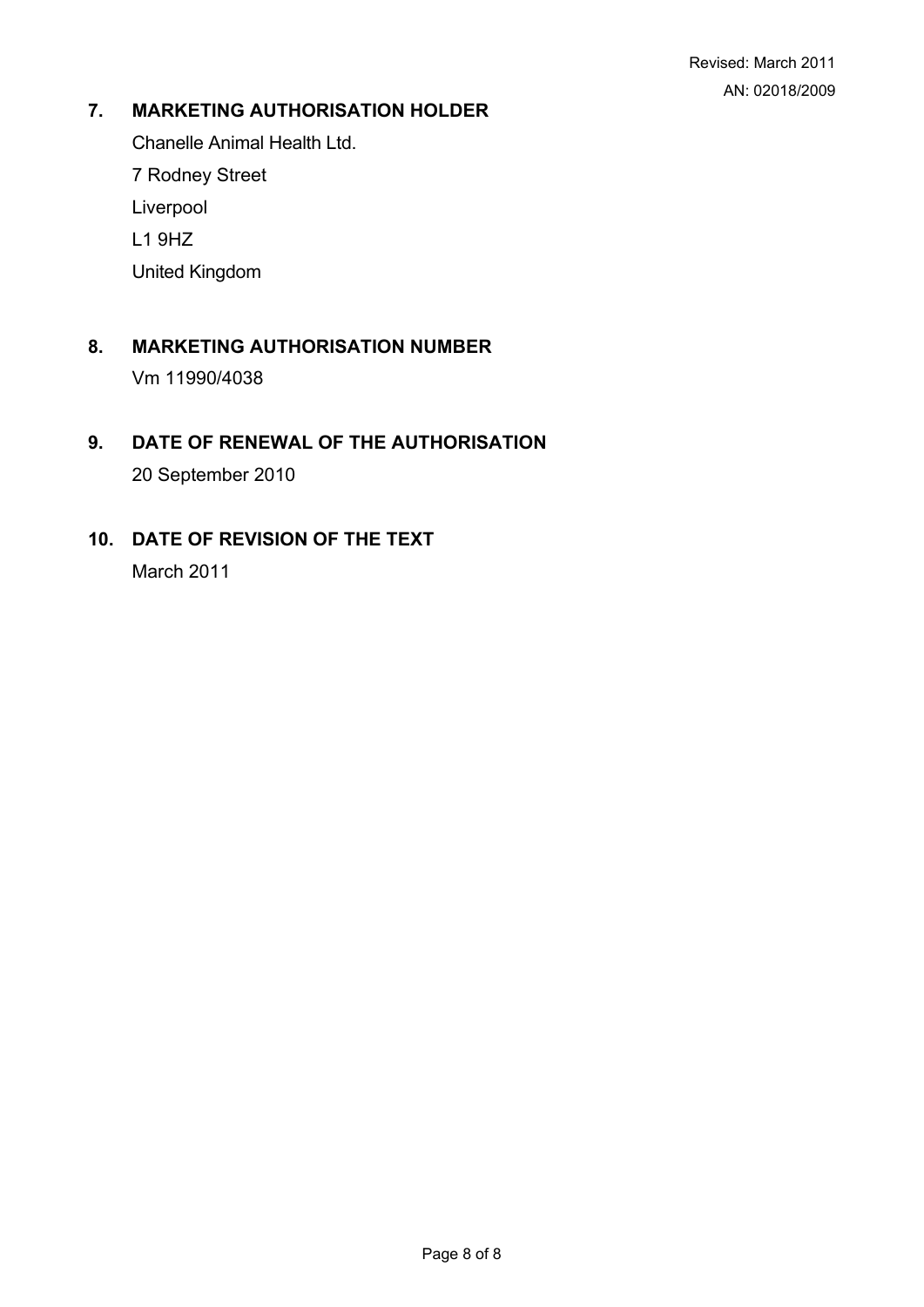Revised: March 2011
AN: 02018/2009

## 7. MARKETING AUTHORISATION HOLDER

Chanelle Animal Health Ltd.
7 Rodney Street
Liverpool
L1 9HZ
United Kingdom

## 8. MARKETING AUTHORISATION NUMBER

Vm 11990/4038

## 9. DATE OF RENEWAL OF THE AUTHORISATION

20 September 2010

## 10. DATE OF REVISION OF THE TEXT

March 2011